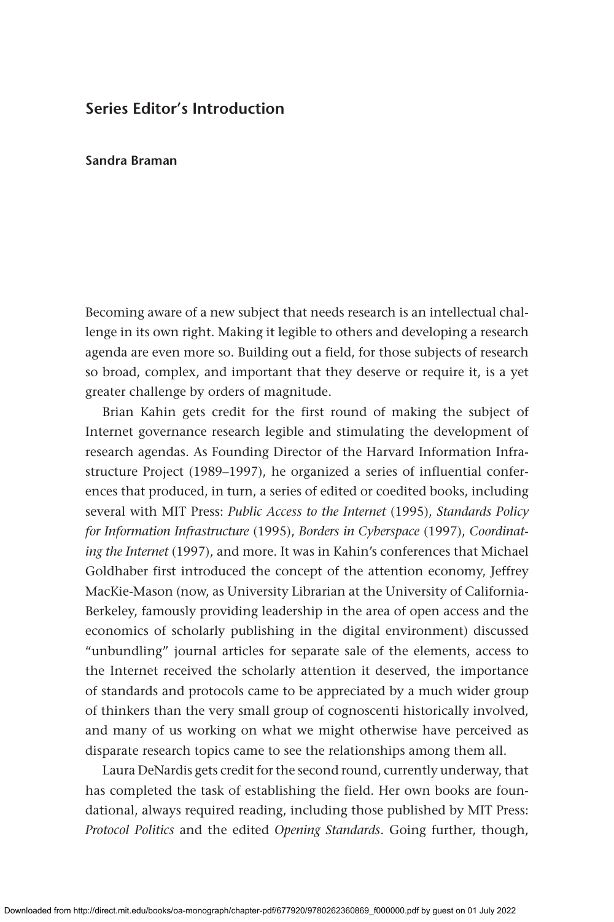## Series Editor's Introduction

**Sandra Braman**

Becoming aware of a new subject that needs research is an intellectual challenge in its own right. Making it legible to others and developing a research agenda are even more so. Building out a field, for those subjects of research so broad, complex, and important that they deserve or require it, is a yet greater challenge by orders of magnitude.

Brian Kahin gets credit for the first round of making the subject of Internet governance research legible and stimulating the development of research agendas. As Founding Director of the Harvard Information Infrastructure Project (1989–1997), he organized a series of influential conferences that produced, in turn, a series of edited or coedited books, including several with MIT Press: *Public Access to the Internet* (1995), *Standards Policy for Information Infrastructure* (1995), *Borders in Cyberspace* (1997), *Coordinating the Internet* (1997), and more. It was in Kahin's conferences that Michael Goldhaber first introduced the concept of the attention economy, Jeffrey MacKie-Mason (now, as University Librarian at the University of California-Berkeley, famously providing leadership in the area of open access and the economics of scholarly publishing in the digital environment) discussed "unbundling" journal articles for separate sale of the elements, access to the Internet received the scholarly attention it deserved, the importance of standards and protocols came to be appreciated by a much wider group of thinkers than the very small group of cognoscenti historically involved, and many of us working on what we might otherwise have perceived as disparate research topics came to see the relationships among them all.

Laura DeNardis gets credit for the second round, currently underway, that has completed the task of establishing the field. Her own books are foundational, always required reading, including those published by MIT Press: *Protocol Politics* and the edited *Opening Standards*. Going further, though,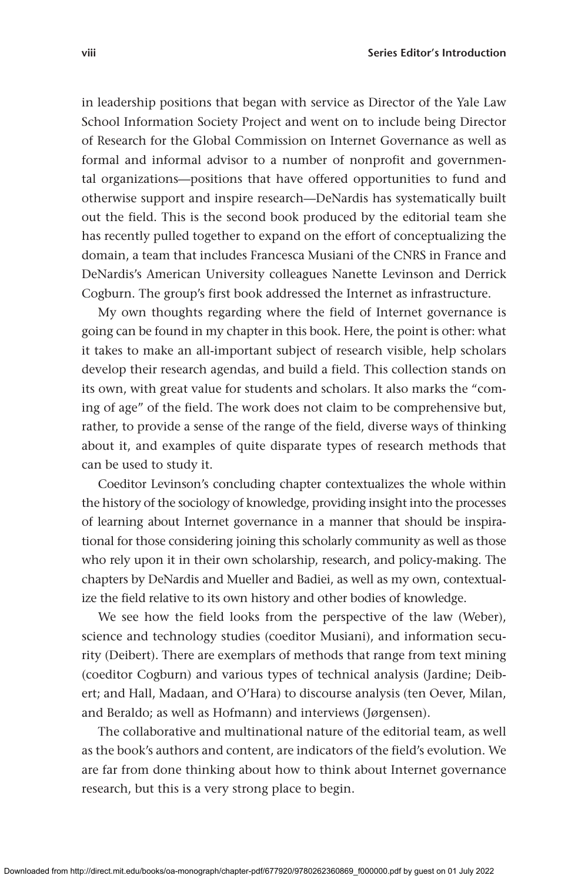in leadership positions that began with service as Director of the Yale Law School Information Society Project and went on to include being Director of Research for the Global Commission on Internet Governance as well as formal and informal advisor to a number of nonprofit and governmental organizations—positions that have offered opportunities to fund and otherwise support and inspire research—DeNardis has systematically built out the field. This is the second book produced by the editorial team she has recently pulled together to expand on the effort of conceptualizing the domain, a team that includes Francesca Musiani of the CNRS in France and DeNardis's American University colleagues Nanette Levinson and Derrick Cogburn. The group's first book addressed the Internet as infrastructure.

My own thoughts regarding where the field of Internet governance is going can be found in my chapter in this book. Here, the point is other: what it takes to make an all-important subject of research visible, help scholars develop their research agendas, and build a field. This collection stands on its own, with great value for students and scholars. It also marks the "coming of age" of the field. The work does not claim to be comprehensive but, rather, to provide a sense of the range of the field, diverse ways of thinking about it, and examples of quite disparate types of research methods that can be used to study it.

Coeditor Levinson's concluding chapter contextualizes the whole within the history of the sociology of knowledge, providing insight into the processes of learning about Internet governance in a manner that should be inspirational for those considering joining this scholarly community as well as those who rely upon it in their own scholarship, research, and policy-making. The chapters by DeNardis and Mueller and Badiei, as well as my own, contextualize the field relative to its own history and other bodies of knowledge.

We see how the field looks from the perspective of the law (Weber), science and technology studies (coeditor Musiani), and information security (Deibert). There are exemplars of methods that range from text mining (coeditor Cogburn) and various types of technical analysis (Jardine; Deibert; and Hall, Madaan, and O'Hara) to discourse analysis (ten Oever, Milan, and Beraldo; as well as Hofmann) and interviews (Jørgensen).

The collaborative and multinational nature of the editorial team, as well as the book's authors and content, are indicators of the field's evolution. We are far from done thinking about how to think about Internet governance research, but this is a very strong place to begin.